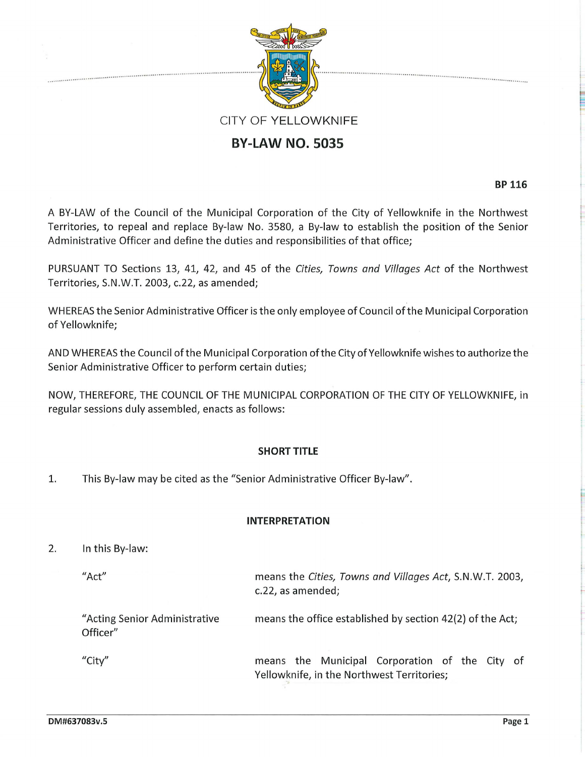CITY OF YELLOWKNIFE

# BY-LAW NO. 5035

**BP 116**

A BY-LAW of the Council of the Municipal Corporation of the City of Yellowknife in the Northwest Territories, to repeal and replace By-law No. 3580, a By-law to establish the position of the Senior Administrative Officer and define the duties and responsibilities of that office;

PURSUANT TO Sections 13, 41, 42, and 45 of the *Cities, Towns and Villages Act* of the Northwest Territories, S.N.W.T. 2003, c.22, as amended;

WHEREAS the Senior Administrative Officer is the only employee of Council of the Municipal Corporation of Yellowknife;

AND WHEREAS the Council of the Municipal Corporation of the City of Yellowknife wishes to authorize the Senior Administrative Officer to perform certain duties;

NOW, THEREFORE, THE COUNCIL OF THE MUNICIPAL CORPORATION OF THE CITY OF YELLOWKNIFE, in regular sessions duly assembled, enacts as follows:

## SHORT TITLE

1. This By-law may be cited as the "Senior Administrative Officer By-law".

## INTERPRETATION

2. In this By-law:

| | |
|---|---|
| "Act" | means the *Cities, Towns and Villages Act*, S.N.W.T. 2003, c.22, as amended; |
| "Acting Senior Administrative Officer" | means the office established by section 42(2) of the Act; |
| "City" | means the Municipal Corporation of the City of Yellowknife, in the Northwest Territories; |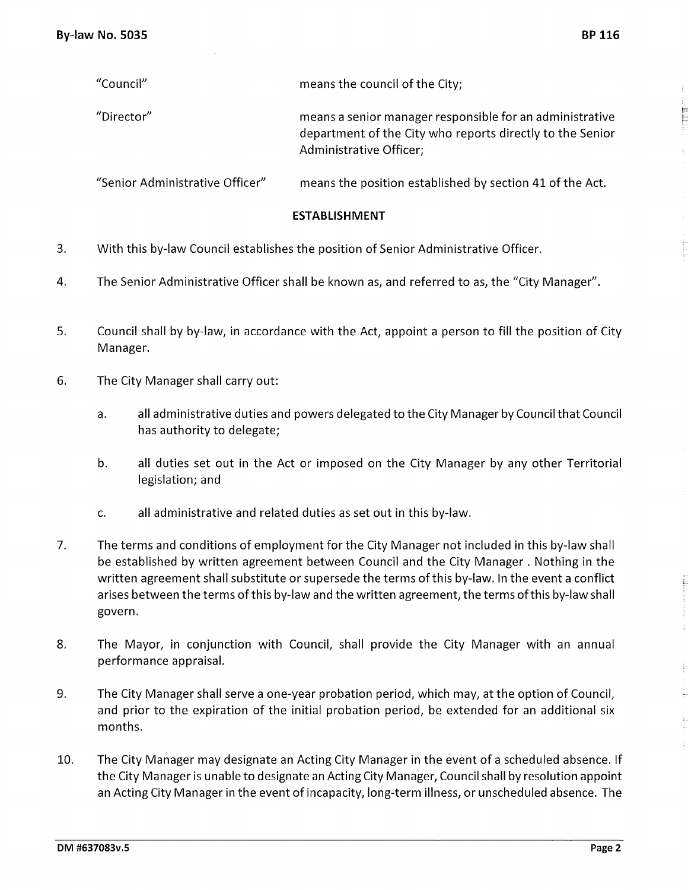| | |
|---|---|
| "Council" | means the council of the City; |
| "Director" | means a senior manager responsible for an administrative department of the City who reports directly to the Senior Administrative Officer; |
| "Senior Administrative Officer" | means the position established by section 41 of the Act. |

## ESTABLISHMENT

3. With this by-law Council establishes the position of Senior Administrative Officer.

4. The Senior Administrative Officer shall be known as, and referred to as, the "City Manager".

5. Council shall by by-law, in accordance with the Act, appoint a person to fill the position of City Manager.

6. The City Manager shall carry out:

   a. all administrative duties and powers delegated to the City Manager by Council that Council has authority to delegate;

   b. all duties set out in the Act or imposed on the City Manager by any other Territorial legislation; and

   c. all administrative and related duties as set out in this by-law.

7. The terms and conditions of employment for the City Manager not included in this by-law shall be established by written agreement between Council and the City Manager . Nothing in the written agreement shall substitute or supersede the terms of this by-law. In the event a conflict arises between the terms of this by-law and the written agreement, the terms of this by-law shall govern.

8. The Mayor, in conjunction with Council, shall provide the City Manager with an annual performance appraisal.

9. The City Manager shall serve a one-year probation period, which may, at the option of Council, and prior to the expiration of the initial probation period, be extended for an additional six months.

10. The City Manager may designate an Acting City Manager in the event of a scheduled absence. If the City Manager is unable to designate an Acting City Manager, Council shall by resolution appoint an Acting City Manager in the event of incapacity, long-term illness, or unscheduled absence. The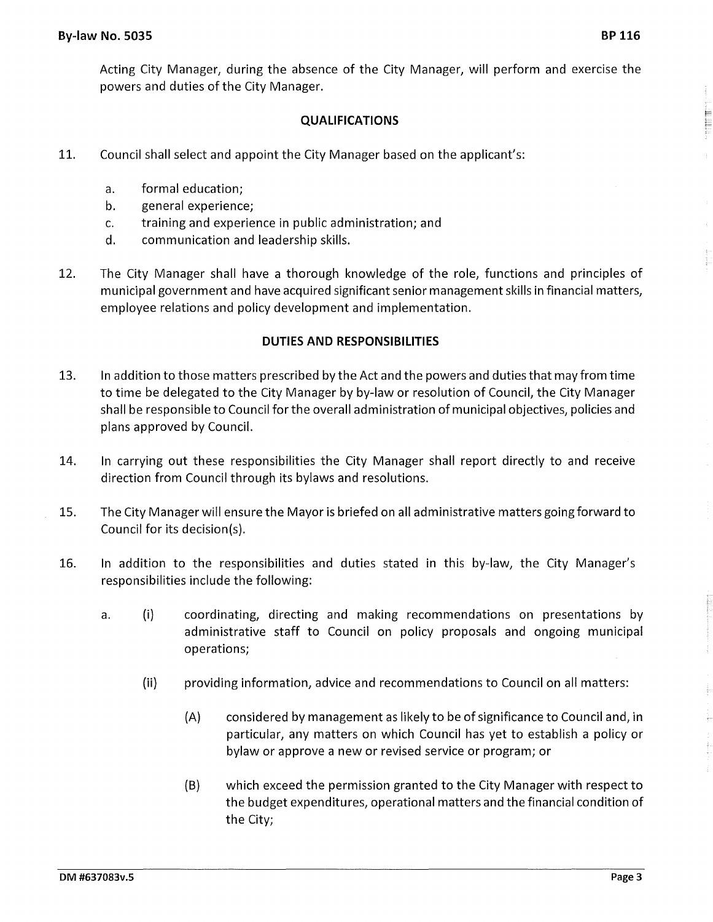Acting City Manager, during the absence of the City Manager, will perform and exercise the powers and duties of the City Manager.

## QUALIFICATIONS

11. Council shall select and appoint the City Manager based on the applicant's:

    a. formal education;
    b. general experience;
    c. training and experience in public administration; and
    d. communication and leadership skills.

12. The City Manager shall have a thorough knowledge of the role, functions and principles of municipal government and have acquired significant senior management skills in financial matters, employee relations and policy development and implementation.

## DUTIES AND RESPONSIBILITIES

13. In addition to those matters prescribed by the Act and the powers and duties that may from time to time be delegated to the City Manager by by-law or resolution of Council, the City Manager shall be responsible to Council for the overall administration of municipal objectives, policies and plans approved by Council.

14. In carrying out these responsibilities the City Manager shall report directly to and receive direction from Council through its bylaws and resolutions.

15. The City Manager will ensure the Mayor is briefed on all administrative matters going forward to Council for its decision(s).

16. In addition to the responsibilities and duties stated in this by-law, the City Manager's responsibilities include the following:

    a. (i) coordinating, directing and making recommendations on presentations by administrative staff to Council on policy proposals and ongoing municipal operations;

       (ii) providing information, advice and recommendations to Council on all matters:

          (A) considered by management as likely to be of significance to Council and, in particular, any matters on which Council has yet to establish a policy or bylaw or approve a new or revised service or program; or

          (B) which exceed the permission granted to the City Manager with respect to the budget expenditures, operational matters and the financial condition of the City;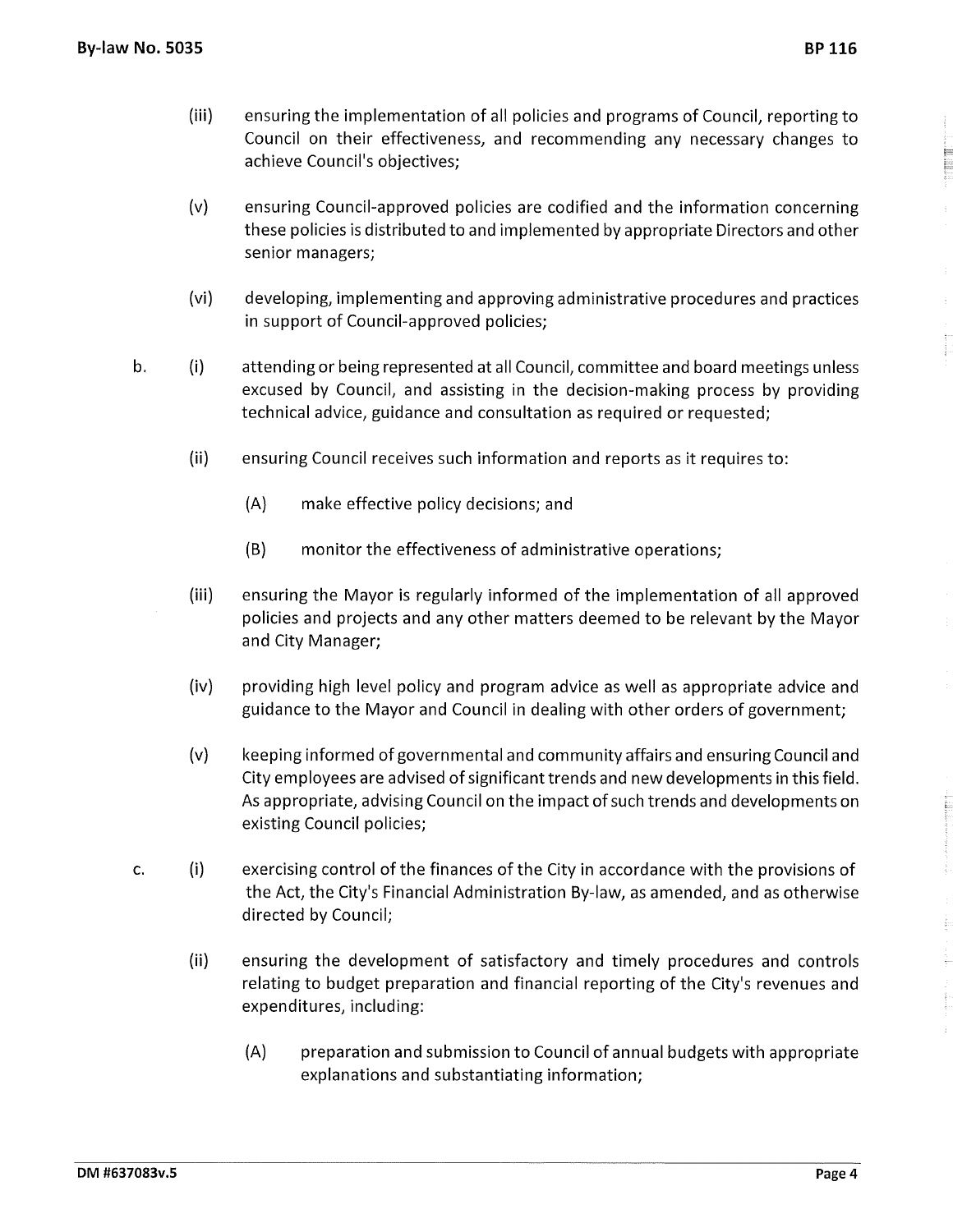(iii) ensuring the implementation of all policies and programs of Council, reporting to Council on their effectiveness, and recommending any necessary changes to achieve Council's objectives;

(v) ensuring Council-approved policies are codified and the information concerning these policies is distributed to and implemented by appropriate Directors and other senior managers;

(vi) developing, implementing and approving administrative procedures and practices in support of Council-approved policies;

b. (i) attending or being represented at all Council, committee and board meetings unless excused by Council, and assisting in the decision-making process by providing technical advice, guidance and consultation as required or requested;

(ii) ensuring Council receives such information and reports as it requires to:

(A) make effective policy decisions; and

(B) monitor the effectiveness of administrative operations;

(iii) ensuring the Mayor is regularly informed of the implementation of all approved policies and projects and any other matters deemed to be relevant by the Mayor and City Manager;

(iv) providing high level policy and program advice as well as appropriate advice and guidance to the Mayor and Council in dealing with other orders of government;

(v) keeping informed of governmental and community affairs and ensuring Council and City employees are advised of significant trends and new developments in this field. As appropriate, advising Council on the impact of such trends and developments on existing Council policies;

c. (i) exercising control of the finances of the City in accordance with the provisions of the Act, the City's Financial Administration By-law, as amended, and as otherwise directed by Council;

(ii) ensuring the development of satisfactory and timely procedures and controls relating to budget preparation and financial reporting of the City's revenues and expenditures, including:

(A) preparation and submission to Council of annual budgets with appropriate explanations and substantiating information;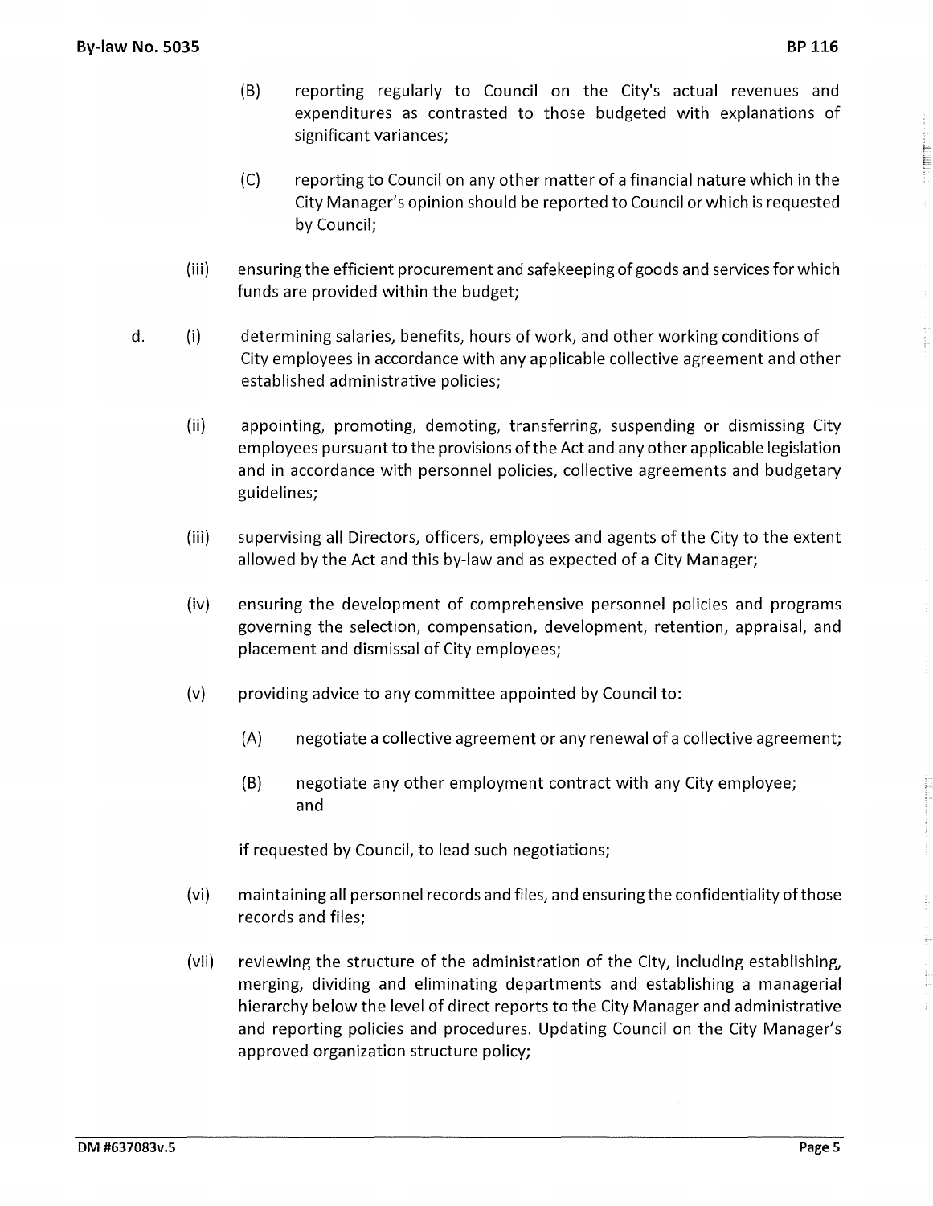(B) reporting regularly to Council on the City's actual revenues and expenditures as contrasted to those budgeted with explanations of significant variances;

(C) reporting to Council on any other matter of a financial nature which in the City Manager's opinion should be reported to Council or which is requested by Council;

(iii) ensuring the efficient procurement and safekeeping of goods and services for which funds are provided within the budget;

d. (i) determining salaries, benefits, hours of work, and other working conditions of City employees in accordance with any applicable collective agreement and other established administrative policies;

(ii) appointing, promoting, demoting, transferring, suspending or dismissing City employees pursuant to the provisions of the Act and any other applicable legislation and in accordance with personnel policies, collective agreements and budgetary guidelines;

(iii) supervising all Directors, officers, employees and agents of the City to the extent allowed by the Act and this by-law and as expected of a City Manager;

(iv) ensuring the development of comprehensive personnel policies and programs governing the selection, compensation, development, retention, appraisal, and placement and dismissal of City employees;

(v) providing advice to any committee appointed by Council to:

(A) negotiate a collective agreement or any renewal of a collective agreement;

(B) negotiate any other employment contract with any City employee; and

if requested by Council, to lead such negotiations;

(vi) maintaining all personnel records and files, and ensuring the confidentiality of those records and files;

(vii) reviewing the structure of the administration of the City, including establishing, merging, dividing and eliminating departments and establishing a managerial hierarchy below the level of direct reports to the City Manager and administrative and reporting policies and procedures. Updating Council on the City Manager's approved organization structure policy;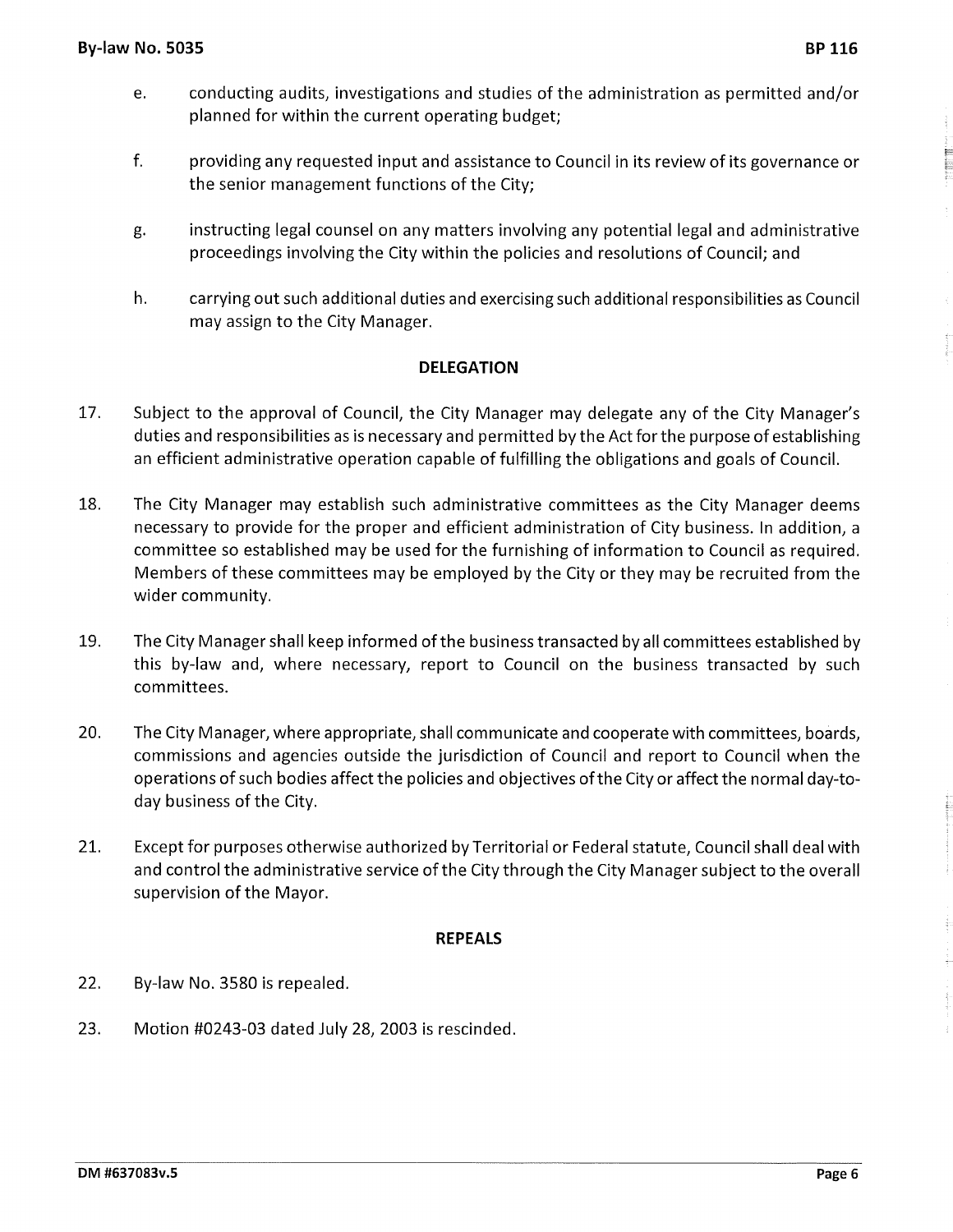e. conducting audits, investigations and studies of the administration as permitted and/or planned for within the current operating budget;

f. providing any requested input and assistance to Council in its review of its governance or the senior management functions of the City;

g. instructing legal counsel on any matters involving any potential legal and administrative proceedings involving the City within the policies and resolutions of Council; and

h. carrying out such additional duties and exercising such additional responsibilities as Council may assign to the City Manager.

## DELEGATION

17. Subject to the approval of Council, the City Manager may delegate any of the City Manager's duties and responsibilities as is necessary and permitted by the Act for the purpose of establishing an efficient administrative operation capable of fulfilling the obligations and goals of Council.

18. The City Manager may establish such administrative committees as the City Manager deems necessary to provide for the proper and efficient administration of City business. In addition, a committee so established may be used for the furnishing of information to Council as required. Members of these committees may be employed by the City or they may be recruited from the wider community.

19. The City Manager shall keep informed of the business transacted by all committees established by this by-law and, where necessary, report to Council on the business transacted by such committees.

20. The City Manager, where appropriate, shall communicate and cooperate with committees, boards, commissions and agencies outside the jurisdiction of Council and report to Council when the operations of such bodies affect the policies and objectives of the City or affect the normal day-to-day business of the City.

21. Except for purposes otherwise authorized by Territorial or Federal statute, Council shall deal with and control the administrative service of the City through the City Manager subject to the overall supervision of the Mayor.

## REPEALS

22. By-law No. 3580 is repealed.

23. Motion #0243-03 dated July 28, 2003 is rescinded.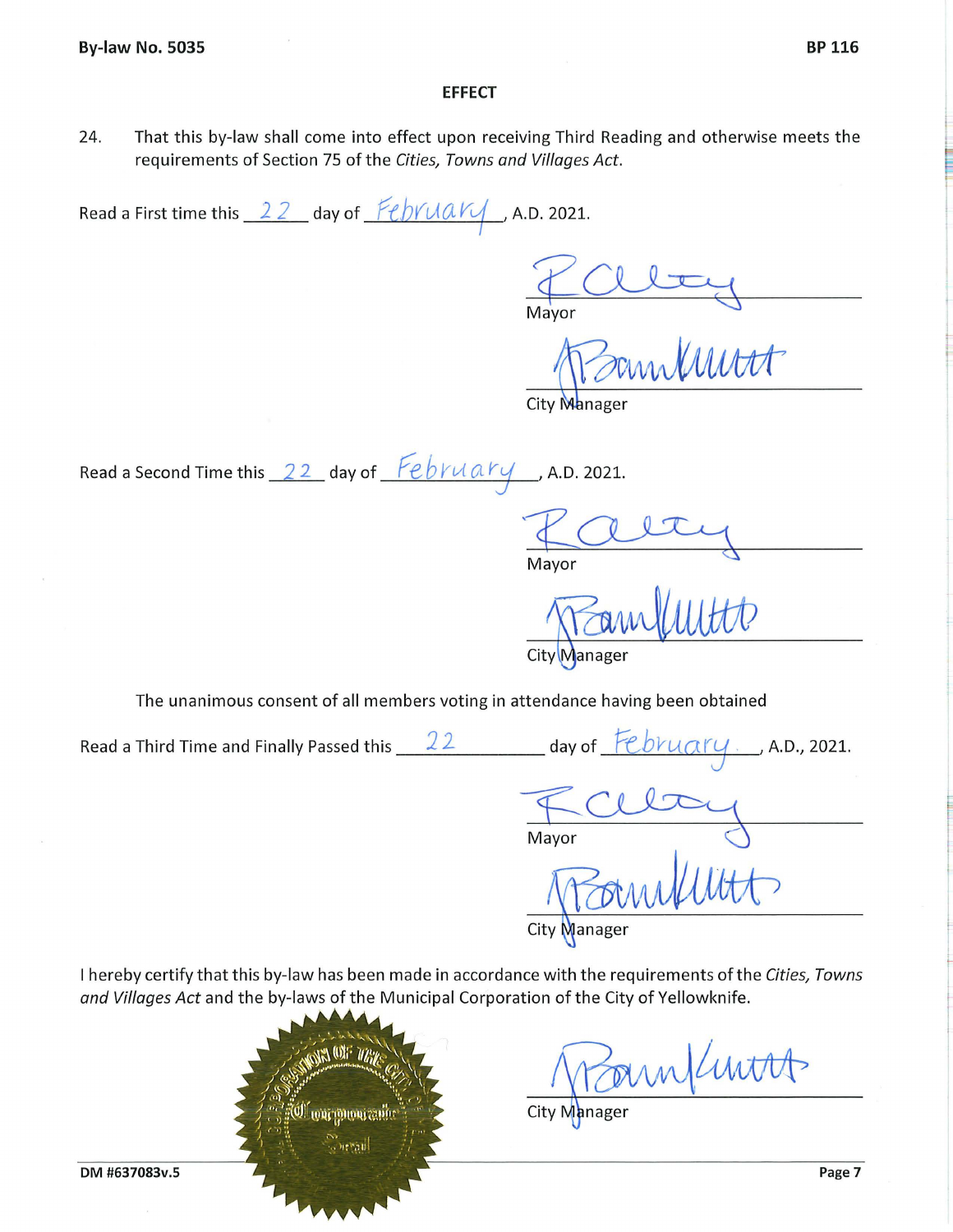## EFFECT

24. That this by-law shall come into effect upon receiving Third Reading and otherwise meets the requirements of Section 75 of the *Cities, Towns and Villages Act*.

Read a First time this 22 day of February, A.D. 2021.

Mayor

City Manager

Read a Second Time this 22 day of February, A.D. 2021.

Mayor

City Manager

The unanimous consent of all members voting in attendance having been obtained

Read a Third Time and Finally Passed this 22 day of February, A.D., 2021.

Mayor

City Manager

I hereby certify that this by-law has been made in accordance with the requirements of the *Cities, Towns and Villages Act* and the by-laws of the Municipal Corporation of the City of Yellowknife.

City Manager

DM #637083v.5